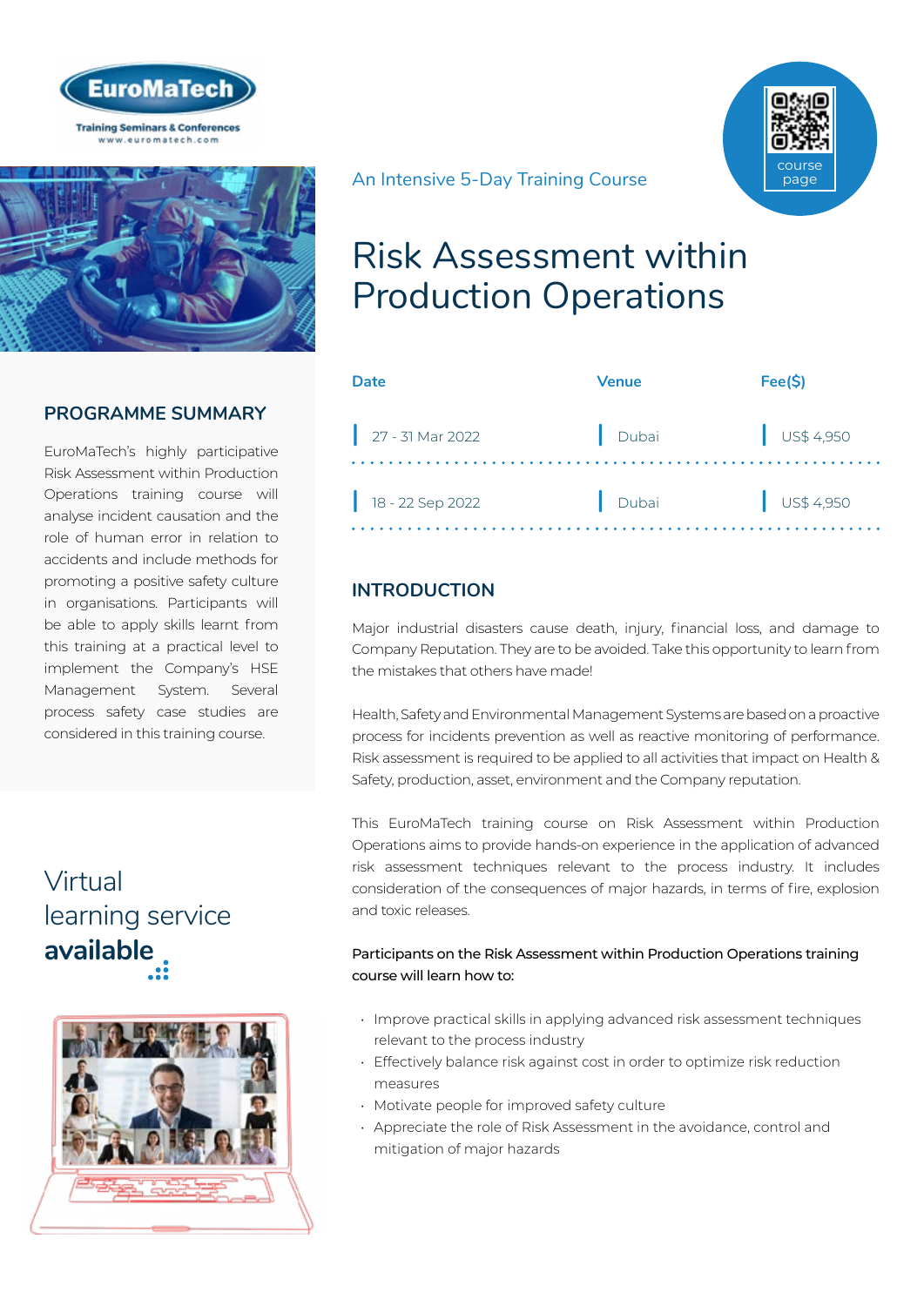EuroMaTech

Training Seminars & Conferences
www.euromatech.com

An Intensive 5-Day Training Course

course page

# Risk Assessment within Production Operations

| Date | Venue | Fee($) |
| --- | --- | --- |
| 27 - 31 Mar 2022 | Dubai | US$ 4,950 |
| 18 - 22 Sep 2022 | Dubai | US$ 4,950 |

## PROGRAMME SUMMARY

EuroMaTech's highly participative Risk Assessment within Production Operations training course will analyse incident causation and the role of human error in relation to accidents and include methods for promoting a positive safety culture in organisations. Participants will be able to apply skills learnt from this training at a practical level to implement the Company's HSE Management System. Several process safety case studies are considered in this training course.

Virtual learning service **available**

## INTRODUCTION

Major industrial disasters cause death, injury, financial loss, and damage to Company Reputation. They are to be avoided. Take this opportunity to learn from the mistakes that others have made!

Health, Safety and Environmental Management Systems are based on a proactive process for incidents prevention as well as reactive monitoring of performance. Risk assessment is required to be applied to all activities that impact on Health & Safety, production, asset, environment and the Company reputation.

This EuroMaTech training course on Risk Assessment within Production Operations aims to provide hands-on experience in the application of advanced risk assessment techniques relevant to the process industry. It includes consideration of the consequences of major hazards, in terms of fire, explosion and toxic releases.

Participants on the Risk Assessment within Production Operations training course will learn how to:

- Improve practical skills in applying advanced risk assessment techniques relevant to the process industry
- Effectively balance risk against cost in order to optimize risk reduction measures
- Motivate people for improved safety culture
- Appreciate the role of Risk Assessment in the avoidance, control and mitigation of major hazards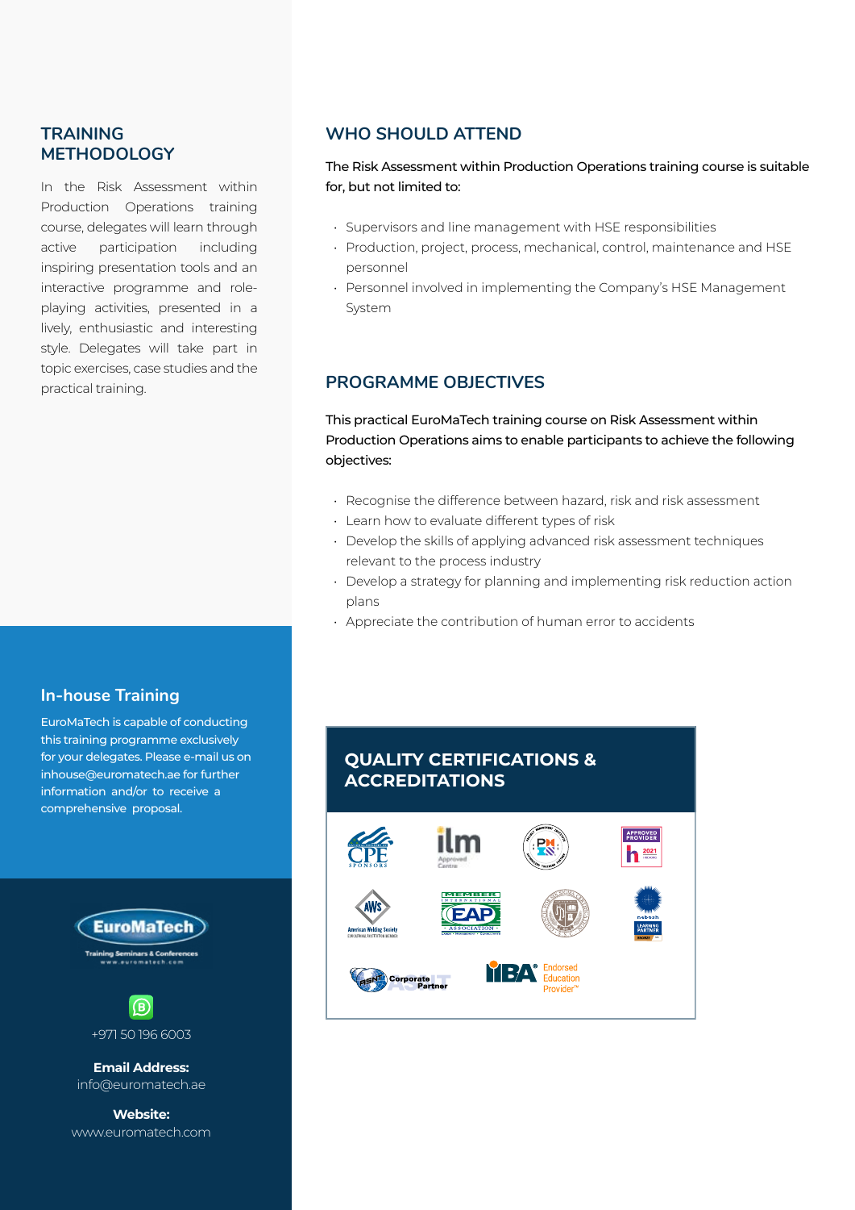## TRAINING METHODOLOGY

In the Risk Assessment within Production Operations training course, delegates will learn through active participation including inspiring presentation tools and an interactive programme and role-playing activities, presented in a lively, enthusiastic and interesting style. Delegates will take part in topic exercises, case studies and the practical training.

## In-house Training

EuroMaTech is capable of conducting this training programme exclusively for your delegates. Please e-mail us on inhouse@euromatech.ae for further information and/or to receive a comprehensive proposal.

EuroMaTech
Training Seminars & Conferences
www.euromatech.com

+971 50 196 6003

**Email Address:**
info@euromatech.ae

**Website:**
www.euromatech.com

## WHO SHOULD ATTEND

The Risk Assessment within Production Operations training course is suitable for, but not limited to:

- Supervisors and line management with HSE responsibilities
- Production, project, process, mechanical, control, maintenance and HSE personnel
- Personnel involved in implementing the Company's HSE Management System

## PROGRAMME OBJECTIVES

This practical EuroMaTech training course on Risk Assessment within Production Operations aims to enable participants to achieve the following objectives:

- Recognise the difference between hazard, risk and risk assessment
- Learn how to evaluate different types of risk
- Develop the skills of applying advanced risk assessment techniques relevant to the process industry
- Develop a strategy for planning and implementing risk reduction action plans
- Appreciate the contribution of human error to accidents

## QUALITY CERTIFICATIONS & ACCREDITATIONS

CPE Sponsors · ilm Approved Centre · PMI · Approved Provider h 2021 · AWS American Welding Society · Member International EAP Association · nebosh Learning Partner · ASNT Corporate Partner · IIBA Endorsed Education Provider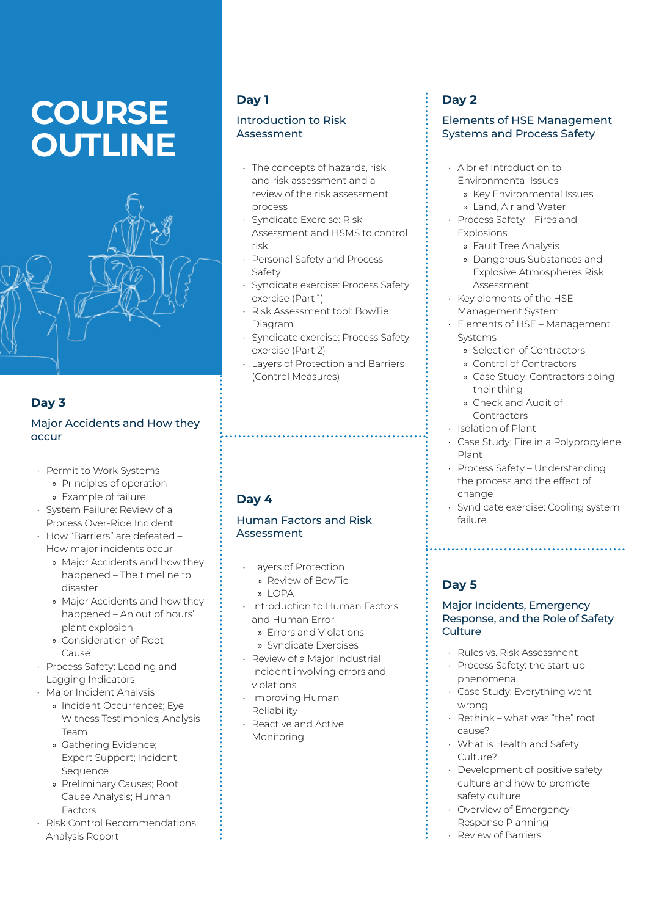# COURSE OUTLINE

## Day 1

### Introduction to Risk Assessment

- The concepts of hazards, risk and risk assessment and a review of the risk assessment process
- Syndicate Exercise: Risk Assessment and HSMS to control risk
- Personal Safety and Process Safety
- Syndicate exercise: Process Safety exercise (Part 1)
- Risk Assessment tool: BowTie Diagram
- Syndicate exercise: Process Safety exercise (Part 2)
- Layers of Protection and Barriers (Control Measures)

## Day 2

### Elements of HSE Management Systems and Process Safety

- A brief Introduction to Environmental Issues
  - Key Environmental Issues
  - Land, Air and Water
- Process Safety – Fires and Explosions
  - Fault Tree Analysis
  - Dangerous Substances and Explosive Atmospheres Risk Assessment
- Key elements of the HSE Management System
- Elements of HSE – Management Systems
  - Selection of Contractors
  - Control of Contractors
  - Case Study: Contractors doing their thing
  - Check and Audit of Contractors
- Isolation of Plant
- Case Study: Fire in a Polypropylene Plant
- Process Safety – Understanding the process and the effect of change
- Syndicate exercise: Cooling system failure

## Day 3

### Major Accidents and How they occur

- Permit to Work Systems
  - Principles of operation
  - Example of failure
- System Failure: Review of a Process Over-Ride Incident
- How "Barriers" are defeated – How major incidents occur
  - Major Accidents and how they happened – The timeline to disaster
  - Major Accidents and how they happened – An out of hours' plant explosion
  - Consideration of Root Cause
- Process Safety: Leading and Lagging Indicators
- Major Incident Analysis
  - Incident Occurrences; Eye Witness Testimonies; Analysis Team
  - Gathering Evidence; Expert Support; Incident Sequence
  - Preliminary Causes; Root Cause Analysis; Human Factors
- Risk Control Recommendations; Analysis Report

## Day 4

### Human Factors and Risk Assessment

- Layers of Protection
  - Review of BowTie
  - LOPA
- Introduction to Human Factors and Human Error
  - Errors and Violations
  - Syndicate Exercises
- Review of a Major Industrial Incident involving errors and violations
- Improving Human Reliability
- Reactive and Active Monitoring

## Day 5

### Major Incidents, Emergency Response, and the Role of Safety Culture

- Rules vs. Risk Assessment
- Process Safety: the start-up phenomena
- Case Study: Everything went wrong
- Rethink – what was "the" root cause?
- What is Health and Safety Culture?
- Development of positive safety culture and how to promote safety culture
- Overview of Emergency Response Planning
- Review of Barriers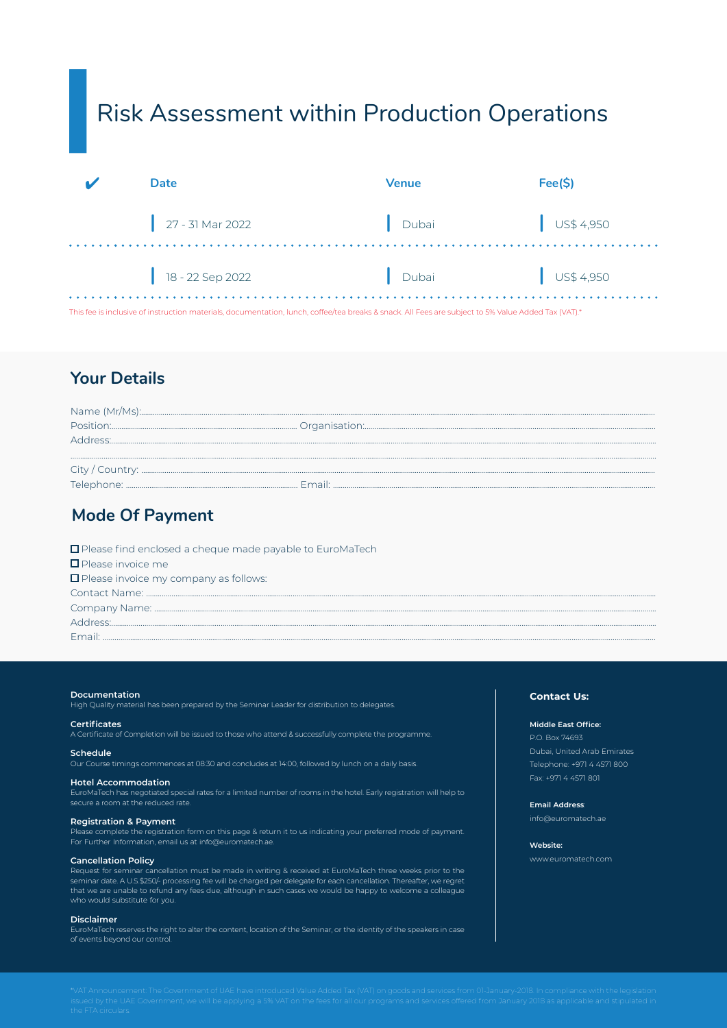# Risk Assessment within Production Operations

| ✔ | Date | Venue | Fee($) |
|---|---|---|---|
| | 27 - 31 Mar 2022 | Dubai | US$ 4,950 |
| | 18 - 22 Sep 2022 | Dubai | US$ 4,950 |

This fee is inclusive of instruction materials, documentation, lunch, coffee/tea breaks & snack. All Fees are subject to 5% Value Added Tax (VAT).*

## Your Details

Name (Mr/Ms):....................................................................................................................................

Position:.................................................................... Organisation:.....................................................................

Address:...............................................................................................................................................

..............................................................................................................................................................

City / Country: ....................................................................................................................................

Telephone: ............................................................. Email: ...............................................................

## Mode Of Payment

☐ Please find enclosed a cheque made payable to EuroMaTech

☐ Please invoice me

☐ Please invoice my company as follows:

Contact Name: .....................................................................................................................................

Company Name: ...................................................................................................................................

Address:...............................................................................................................................................

Email: ..................................................................................................................................................

**Documentation**
High Quality material has been prepared by the Seminar Leader for distribution to delegates.

**Certificates**
A Certificate of Completion will be issued to those who attend & successfully complete the programme.

**Schedule**
Our Course timings commences at 08:30 and concludes at 14:00, followed by lunch on a daily basis.

**Hotel Accommodation**
EuroMaTech has negotiated special rates for a limited number of rooms in the hotel. Early registration will help to secure a room at the reduced rate.

**Registration & Payment**
Please complete the registration form on this page & return it to us indicating your preferred mode of payment. For Further Information, email us at info@euromatech.ae.

**Cancellation Policy**
Request for seminar cancellation must be made in writing & received at EuroMaTech three weeks prior to the seminar date. A U.S $250/- processing fee will be charged per delegate for each cancellation. Thereafter, we regret that we are unable to refund any fees due, although in such cases we would be happy to welcome a colleague who would substitute for you.

**Disclaimer**
EuroMaTech reserves the right to alter the content, location of the Seminar, or the identity of the speakers in case of events beyond our control.

**Contact Us:**

**Middle East Office:**
P.O. Box 74693
Dubai, United Arab Emirates
Telephone: +971 4 4571 800
Fax: +971 4 4571 801

**Email Address**
info@euromatech.ae

**Website:**
www.euromatech.com

*VAT Announcement: The Government of UAE have introduced Value Added Tax (VAT) on goods and services from 01-January-2018. In compliance with the legislation issued by the UAE Government, we will be applying a 5% VAT on the fees for all our programs and services offered from January 2018 as applicable and stipulated in the FTA circulars.